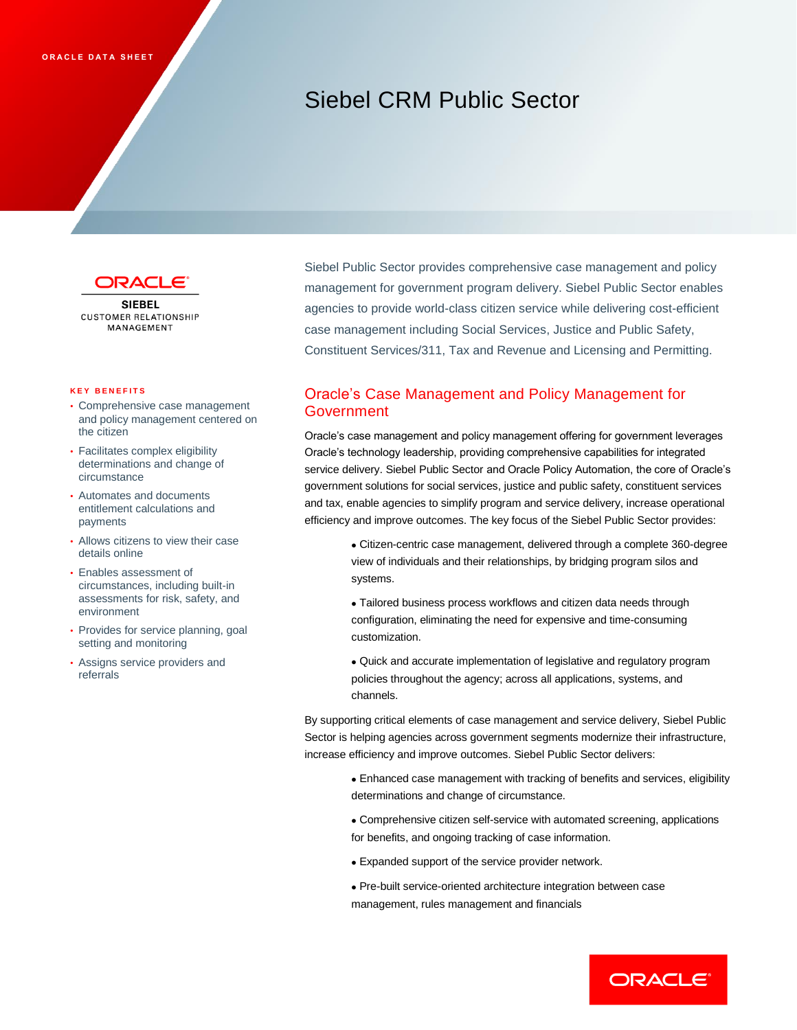ORACLE DATA SHEET

# Siebel CRM Public Sector

ORACLE
SIEBEL
CUSTOMER RELATIONSHIP MANAGEMENT

Siebel Public Sector provides comprehensive case management and policy management for government program delivery. Siebel Public Sector enables agencies to provide world-class citizen service while delivering cost-efficient case management including Social Services, Justice and Public Safety, Constituent Services/311, Tax and Revenue and Licensing and Permitting.

### KEY BENEFITS

- Comprehensive case management and policy management centered on the citizen
- Facilitates complex eligibility determinations and change of circumstance
- Automates and documents entitlement calculations and payments
- Allows citizens to view their case details online
- Enables assessment of circumstances, including built-in assessments for risk, safety, and environment
- Provides for service planning, goal setting and monitoring
- Assigns service providers and referrals

## Oracle's Case Management and Policy Management for Government

Oracle's case management and policy management offering for government leverages Oracle's technology leadership, providing comprehensive capabilities for integrated service delivery. Siebel Public Sector and Oracle Policy Automation, the core of Oracle's government solutions for social services, justice and public safety, constituent services and tax, enable agencies to simplify program and service delivery, increase operational efficiency and improve outcomes. The key focus of the Siebel Public Sector provides:

- Citizen-centric case management, delivered through a complete 360-degree view of individuals and their relationships, by bridging program silos and systems.
- Tailored business process workflows and citizen data needs through configuration, eliminating the need for expensive and time-consuming customization.
- Quick and accurate implementation of legislative and regulatory program policies throughout the agency; across all applications, systems, and channels.

By supporting critical elements of case management and service delivery, Siebel Public Sector is helping agencies across government segments modernize their infrastructure, increase efficiency and improve outcomes. Siebel Public Sector delivers:

- Enhanced case management with tracking of benefits and services, eligibility determinations and change of circumstance.
- Comprehensive citizen self-service with automated screening, applications for benefits, and ongoing tracking of case information.
- Expanded support of the service provider network.
- Pre-built service-oriented architecture integration between case management, rules management and financials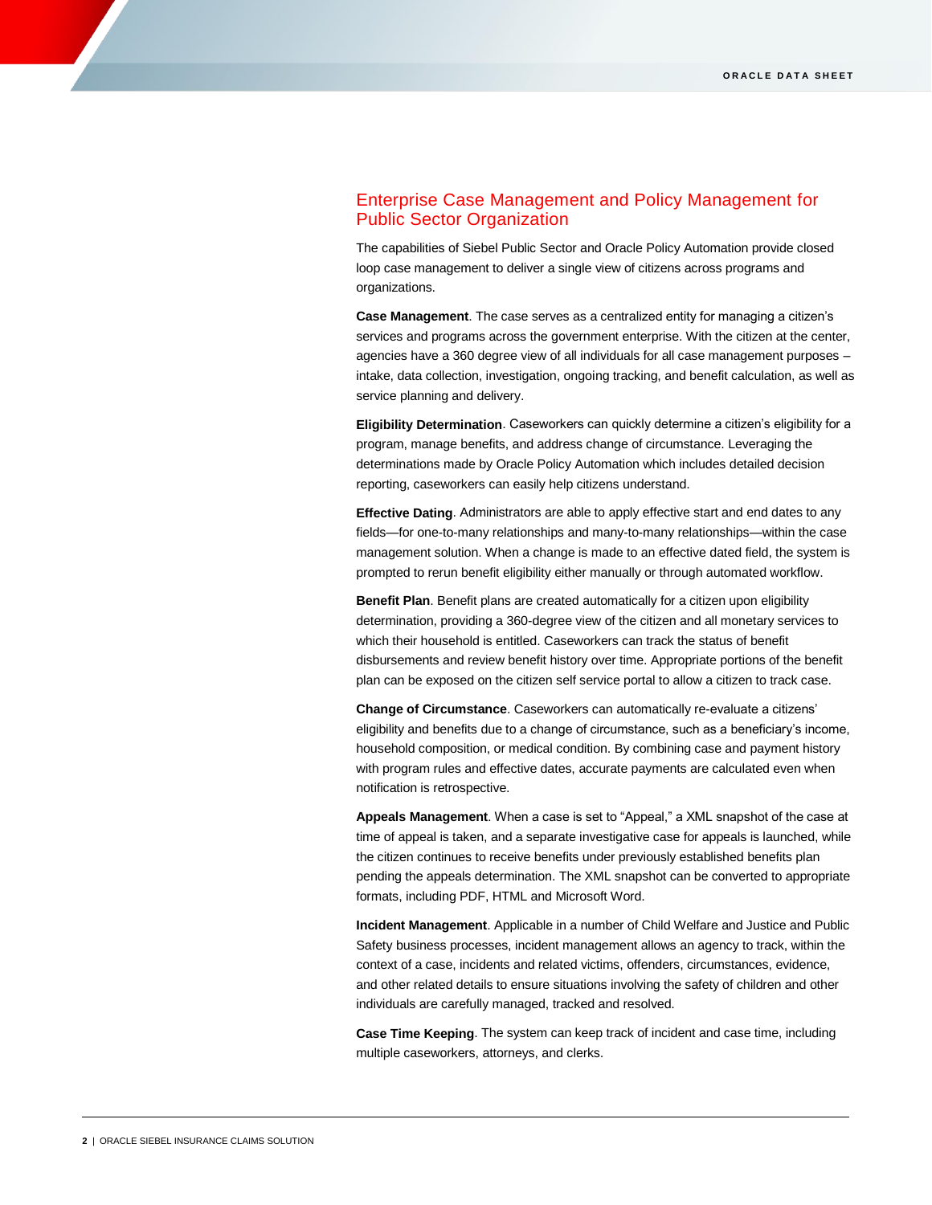## Enterprise Case Management and Policy Management for Public Sector Organization

The capabilities of Siebel Public Sector and Oracle Policy Automation provide closed loop case management to deliver a single view of citizens across programs and organizations.

**Case Management**. The case serves as a centralized entity for managing a citizen's services and programs across the government enterprise. With the citizen at the center, agencies have a 360 degree view of all individuals for all case management purposes – intake, data collection, investigation, ongoing tracking, and benefit calculation, as well as service planning and delivery.

**Eligibility Determination**. Caseworkers can quickly determine a citizen's eligibility for a program, manage benefits, and address change of circumstance. Leveraging the determinations made by Oracle Policy Automation which includes detailed decision reporting, caseworkers can easily help citizens understand.

**Effective Dating**. Administrators are able to apply effective start and end dates to any fields—for one-to-many relationships and many-to-many relationships—within the case management solution. When a change is made to an effective dated field, the system is prompted to rerun benefit eligibility either manually or through automated workflow.

**Benefit Plan**. Benefit plans are created automatically for a citizen upon eligibility determination, providing a 360-degree view of the citizen and all monetary services to which their household is entitled. Caseworkers can track the status of benefit disbursements and review benefit history over time. Appropriate portions of the benefit plan can be exposed on the citizen self service portal to allow a citizen to track case.

**Change of Circumstance**. Caseworkers can automatically re-evaluate a citizens' eligibility and benefits due to a change of circumstance, such as a beneficiary's income, household composition, or medical condition. By combining case and payment history with program rules and effective dates, accurate payments are calculated even when notification is retrospective.

**Appeals Management**. When a case is set to "Appeal," a XML snapshot of the case at time of appeal is taken, and a separate investigative case for appeals is launched, while the citizen continues to receive benefits under previously established benefits plan pending the appeals determination. The XML snapshot can be converted to appropriate formats, including PDF, HTML and Microsoft Word.

**Incident Management**. Applicable in a number of Child Welfare and Justice and Public Safety business processes, incident management allows an agency to track, within the context of a case, incidents and related victims, offenders, circumstances, evidence, and other related details to ensure situations involving the safety of children and other individuals are carefully managed, tracked and resolved.

**Case Time Keeping**. The system can keep track of incident and case time, including multiple caseworkers, attorneys, and clerks.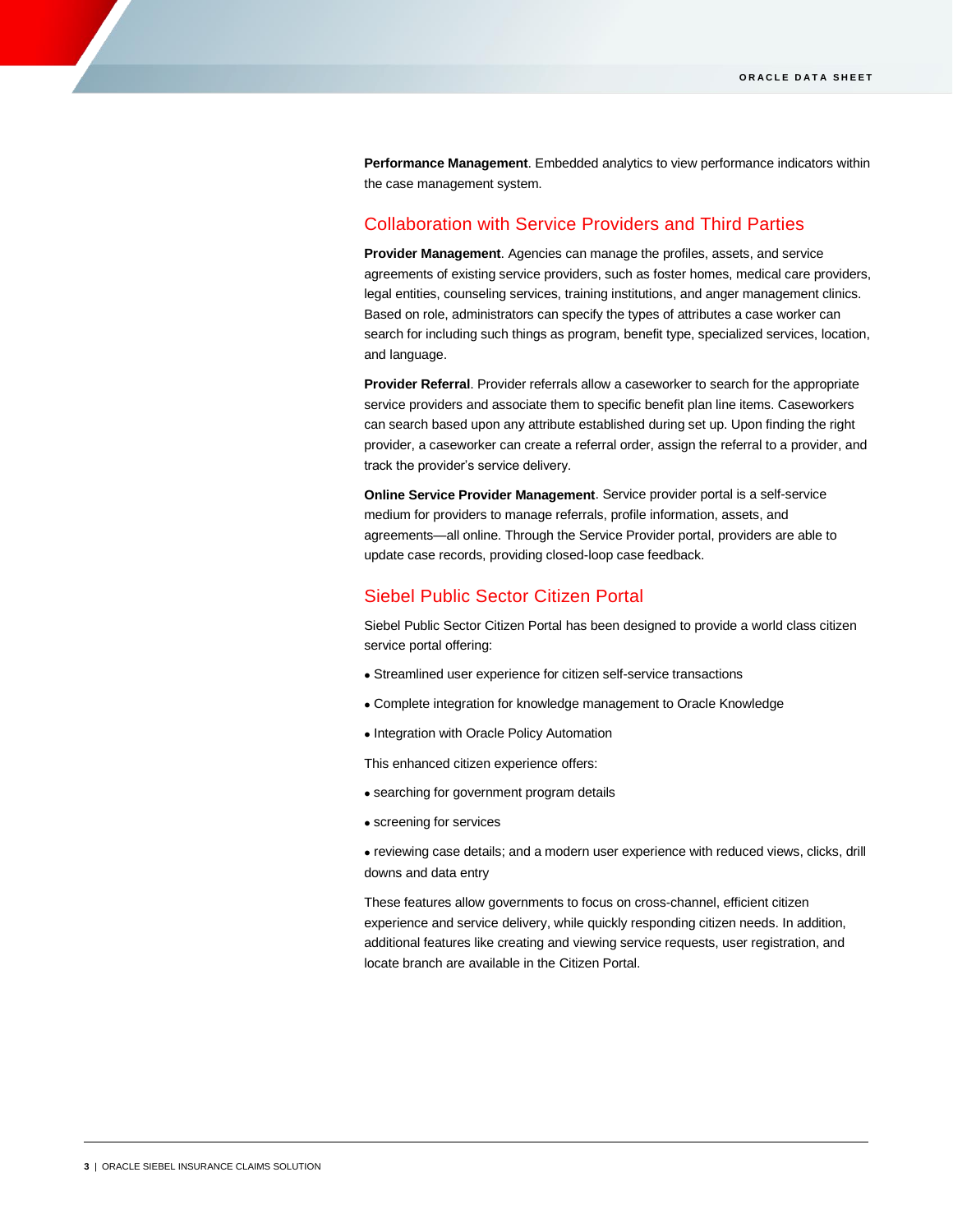**Performance Management**. Embedded analytics to view performance indicators within the case management system.

## Collaboration with Service Providers and Third Parties

**Provider Management**. Agencies can manage the profiles, assets, and service agreements of existing service providers, such as foster homes, medical care providers, legal entities, counseling services, training institutions, and anger management clinics. Based on role, administrators can specify the types of attributes a case worker can search for including such things as program, benefit type, specialized services, location, and language.

**Provider Referral**. Provider referrals allow a caseworker to search for the appropriate service providers and associate them to specific benefit plan line items. Caseworkers can search based upon any attribute established during set up. Upon finding the right provider, a caseworker can create a referral order, assign the referral to a provider, and track the provider's service delivery.

**Online Service Provider Management**. Service provider portal is a self-service medium for providers to manage referrals, profile information, assets, and agreements—all online. Through the Service Provider portal, providers are able to update case records, providing closed-loop case feedback.

## Siebel Public Sector Citizen Portal

Siebel Public Sector Citizen Portal has been designed to provide a world class citizen service portal offering:

- Streamlined user experience for citizen self-service transactions
- Complete integration for knowledge management to Oracle Knowledge
- Integration with Oracle Policy Automation

This enhanced citizen experience offers:

- searching for government program details
- screening for services
- reviewing case details; and a modern user experience with reduced views, clicks, drill downs and data entry

These features allow governments to focus on cross-channel, efficient citizen experience and service delivery, while quickly responding citizen needs. In addition, additional features like creating and viewing service requests, user registration, and locate branch are available in the Citizen Portal.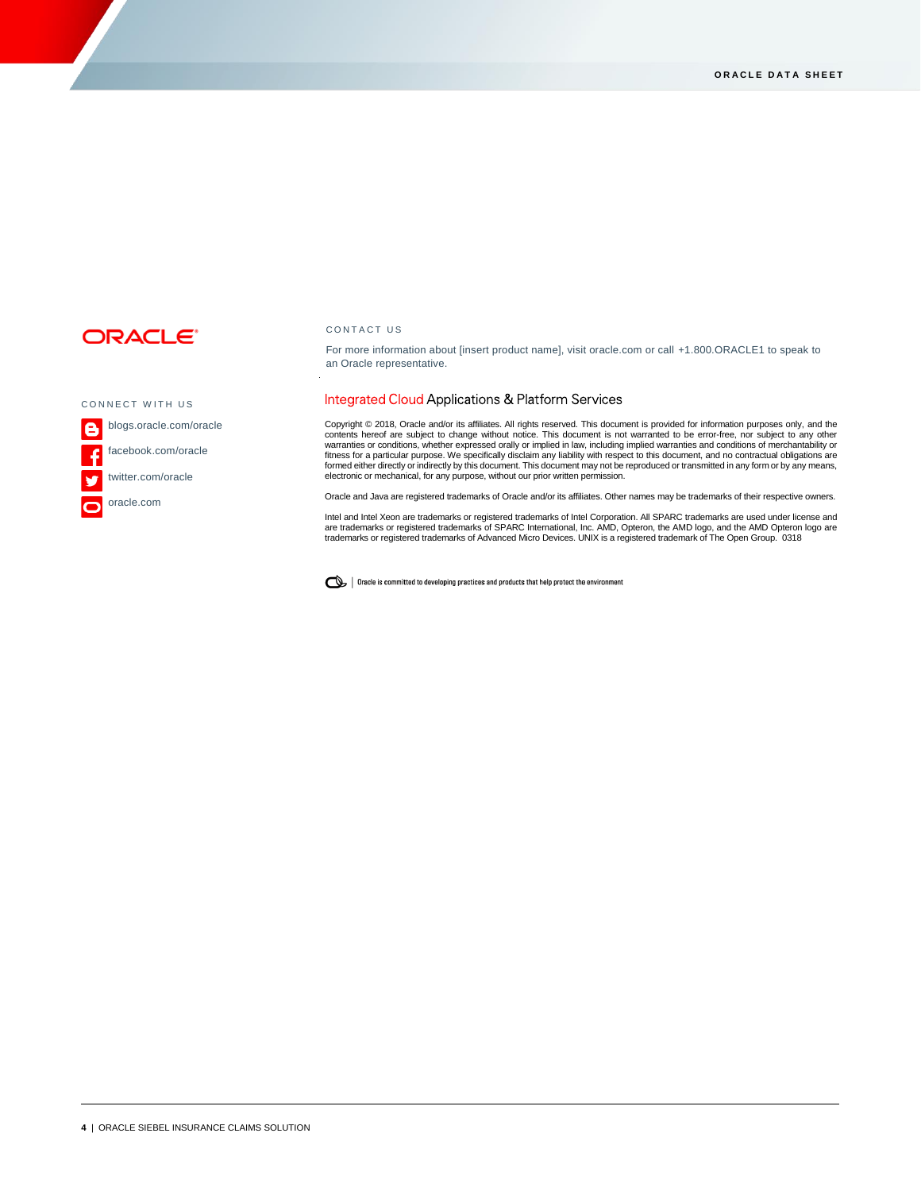ORACLE

CONNECT WITH US

blogs.oracle.com/oracle

facebook.com/oracle

twitter.com/oracle

oracle.com

CONTACT US

For more information about [insert product name], visit oracle.com or call +1.800.ORACLE1 to speak to an Oracle representative.

Integrated Cloud Applications & Platform Services

Copyright © 2018, Oracle and/or its affiliates. All rights reserved. This document is provided for information purposes only, and the contents hereof are subject to change without notice. This document is not warranted to be error-free, nor subject to any other warranties or conditions, whether expressed orally or implied in law, including implied warranties and conditions of merchantability or fitness for a particular purpose. We specifically disclaim any liability with respect to this document, and no contractual obligations are formed either directly or indirectly by this document. This document may not be reproduced or transmitted in any form or by any means, electronic or mechanical, for any purpose, without our prior written permission.

Oracle and Java are registered trademarks of Oracle and/or its affiliates. Other names may be trademarks of their respective owners.

Intel and Intel Xeon are trademarks or registered trademarks of Intel Corporation. All SPARC trademarks are used under license and are trademarks or registered trademarks of SPARC International, Inc. AMD, Opteron, the AMD logo, and the AMD Opteron logo are trademarks or registered trademarks of Advanced Micro Devices. UNIX is a registered trademark of The Open Group. 0318

Oracle is committed to developing practices and products that help protect the environment